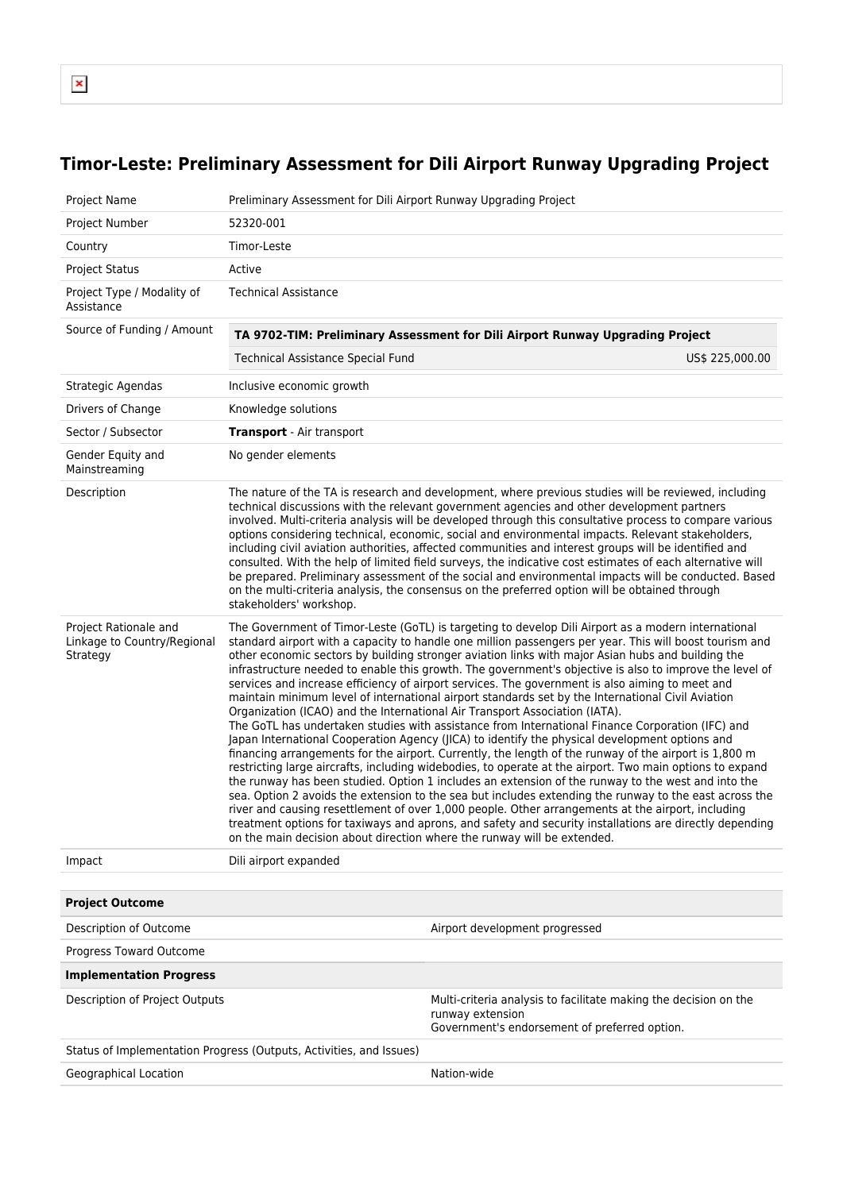# Timor-Leste: Preliminary Assessment for Dili Airport Runway Upgrading Project

| | |
|---|---|
| Project Name | Preliminary Assessment for Dili Airport Runway Upgrading Project |
| Project Number | 52320-001 |
| Country | Timor-Leste |
| Project Status | Active |
| Project Type / Modality of Assistance | Technical Assistance |
| Source of Funding / Amount | **TA 9702-TIM: Preliminary Assessment for Dili Airport Runway Upgrading Project**<br>Technical Assistance Special Fund US$ 225,000.00 |
| Strategic Agendas | Inclusive economic growth |
| Drivers of Change | Knowledge solutions |
| Sector / Subsector | **Transport** - Air transport |
| Gender Equity and Mainstreaming | No gender elements |
| Description | The nature of the TA is research and development, where previous studies will be reviewed, including technical discussions with the relevant government agencies and other development partners involved. Multi-criteria analysis will be developed through this consultative process to compare various options considering technical, economic, social and environmental impacts. Relevant stakeholders, including civil aviation authorities, affected communities and interest groups will be identified and consulted. With the help of limited field surveys, the indicative cost estimates of each alternative will be prepared. Preliminary assessment of the social and environmental impacts will be conducted. Based on the multi-criteria analysis, the consensus on the preferred option will be obtained through stakeholders' workshop. |
| Project Rationale and Linkage to Country/Regional Strategy | The Government of Timor-Leste (GoTL) is targeting to develop Dili Airport as a modern international standard airport with a capacity to handle one million passengers per year. This will boost tourism and other economic sectors by building stronger aviation links with major Asian hubs and building the infrastructure needed to enable this growth. The government's objective is also to improve the level of services and increase efficiency of airport services. The government is also aiming to meet and maintain minimum level of international airport standards set by the International Civil Aviation Organization (ICAO) and the International Air Transport Association (IATA).<br>The GoTL has undertaken studies with assistance from International Finance Corporation (IFC) and Japan International Cooperation Agency (JICA) to identify the physical development options and financing arrangements for the airport. Currently, the length of the runway of the airport is 1,800 m restricting large aircrafts, including widebodies, to operate at the airport. Two main options to expand the runway has been studied. Option 1 includes an extension of the runway to the west and into the sea. Option 2 avoids the extension to the sea but includes extending the runway to the east across the river and causing resettlement of over 1,000 people. Other arrangements at the airport, including treatment options for taxiways and aprons, and safety and security installations are directly depending on the main decision about direction where the runway will be extended. |
| Impact | Dili airport expanded |

| **Project Outcome** | |
|---|---|
| Description of Outcome | Airport development progressed |
| Progress Toward Outcome | |
| **Implementation Progress** | |
| Description of Project Outputs | Multi-criteria analysis to facilitate making the decision on the runway extension<br>Government's endorsement of preferred option. |
| Status of Implementation Progress (Outputs, Activities, and Issues) | |
| Geographical Location | Nation-wide |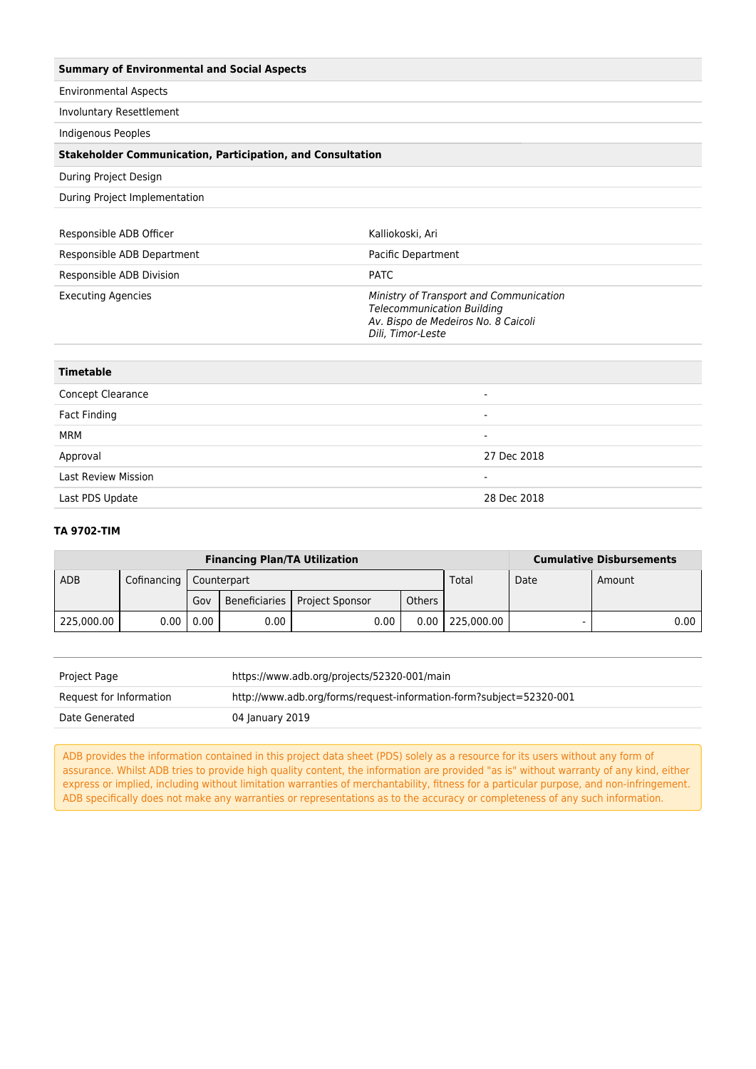| Summary of Environmental and Social Aspects | |
|---|---|
| Environmental Aspects | |
| Involuntary Resettlement | |
| Indigenous Peoples | |
| **Stakeholder Communication, Participation, and Consultation** | |
| During Project Design | |
| During Project Implementation | |

| | |
|---|---|
| Responsible ADB Officer | Kalliokoski, Ari |
| Responsible ADB Department | Pacific Department |
| Responsible ADB Division | PATC |
| Executing Agencies | *Ministry of Transport and Communication Telecommunication Building Av. Bispo de Medeiros No. 8 Caicoli Dili, Timor-Leste* |

| Timetable | |
|---|---|
| Concept Clearance | - |
| Fact Finding | - |
| MRM | - |
| Approval | 27 Dec 2018 |
| Last Review Mission | - |
| Last PDS Update | 28 Dec 2018 |

**TA 9702-TIM**

| Financing Plan/TA Utilization | | | | | | | | Cumulative Disbursements | |
|---|---|---|---|---|---|---|---|---|---|
| ADB | Cofinancing | Counterpart | | | | Total | | Date | Amount |
| | | Gov | Beneficiaries | Project Sponsor | Others | | | | |
| 225,000.00 | 0.00 | 0.00 | 0.00 | 0.00 | 0.00 | 225,000.00 | | - | 0.00 |

| | |
|---|---|
| Project Page | https://www.adb.org/projects/52320-001/main |
| Request for Information | http://www.adb.org/forms/request-information-form?subject=52320-001 |
| Date Generated | 04 January 2019 |

ADB provides the information contained in this project data sheet (PDS) solely as a resource for its users without any form of assurance. Whilst ADB tries to provide high quality content, the information are provided "as is" without warranty of any kind, either express or implied, including without limitation warranties of merchantability, fitness for a particular purpose, and non-infringement. ADB specifically does not make any warranties or representations as to the accuracy or completeness of any such information.